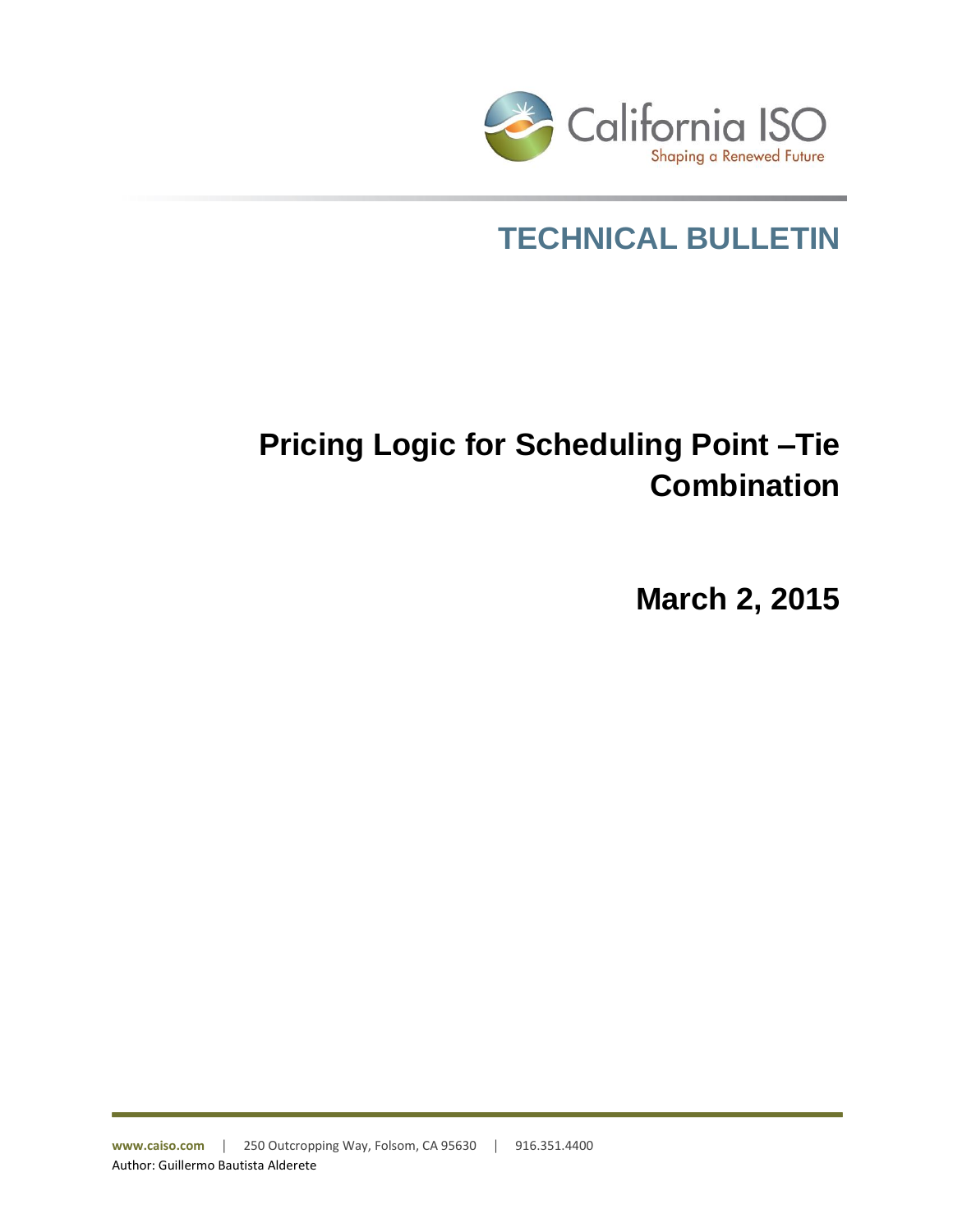California ISO
Shaping a Renewed Future

# TECHNICAL BULLETIN

## Pricing Logic for Scheduling Point –Tie Combination

## March 2, 2015

www.caiso.com | 250 Outcropping Way, Folsom, CA 95630 | 916.351.4400

Author: Guillermo Bautista Alderete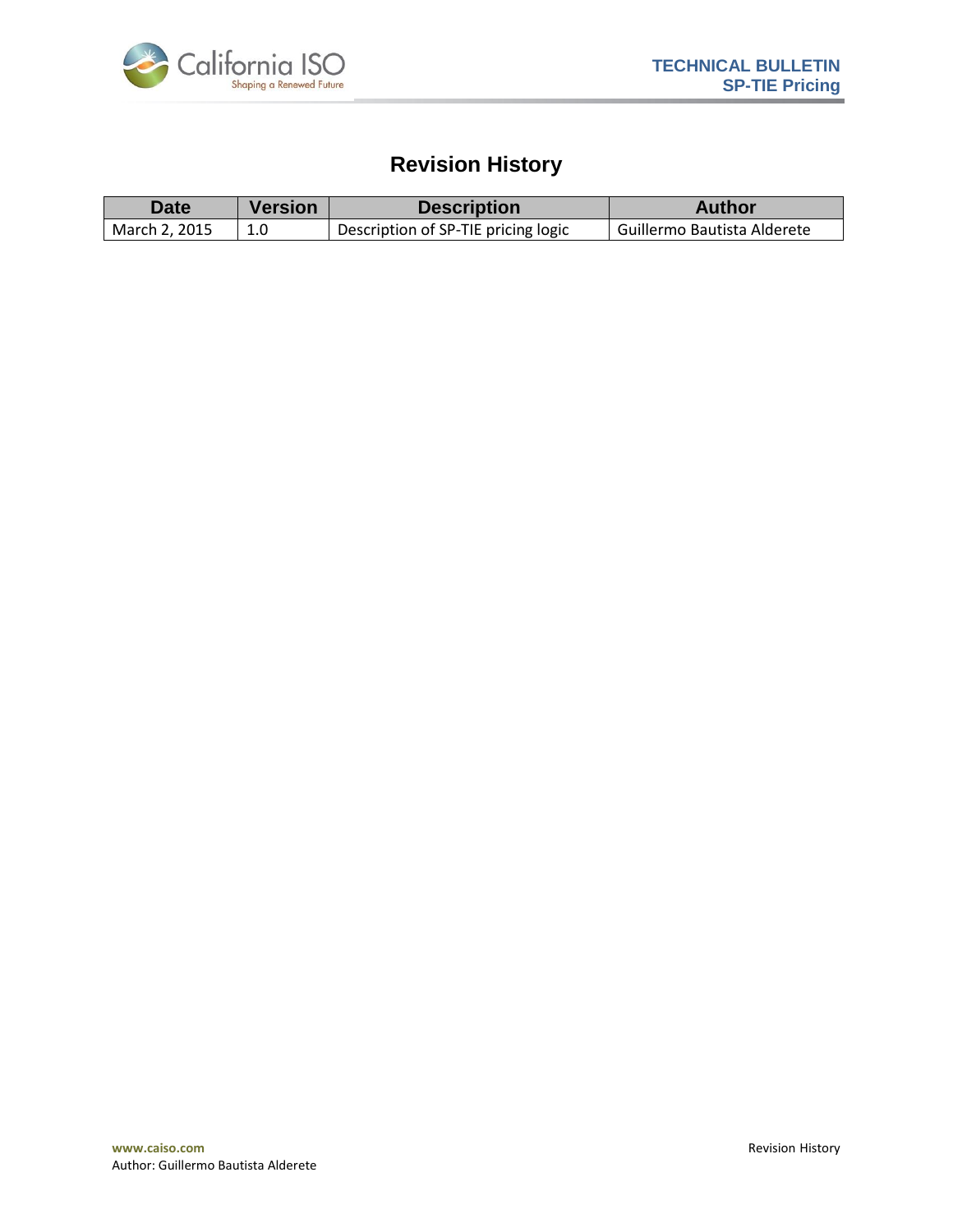# Revision History

| Date | Version | Description | Author |
|---|---|---|---|
| March 2, 2015 | 1.0 | Description of SP-TIE pricing logic | Guillermo Bautista Alderete |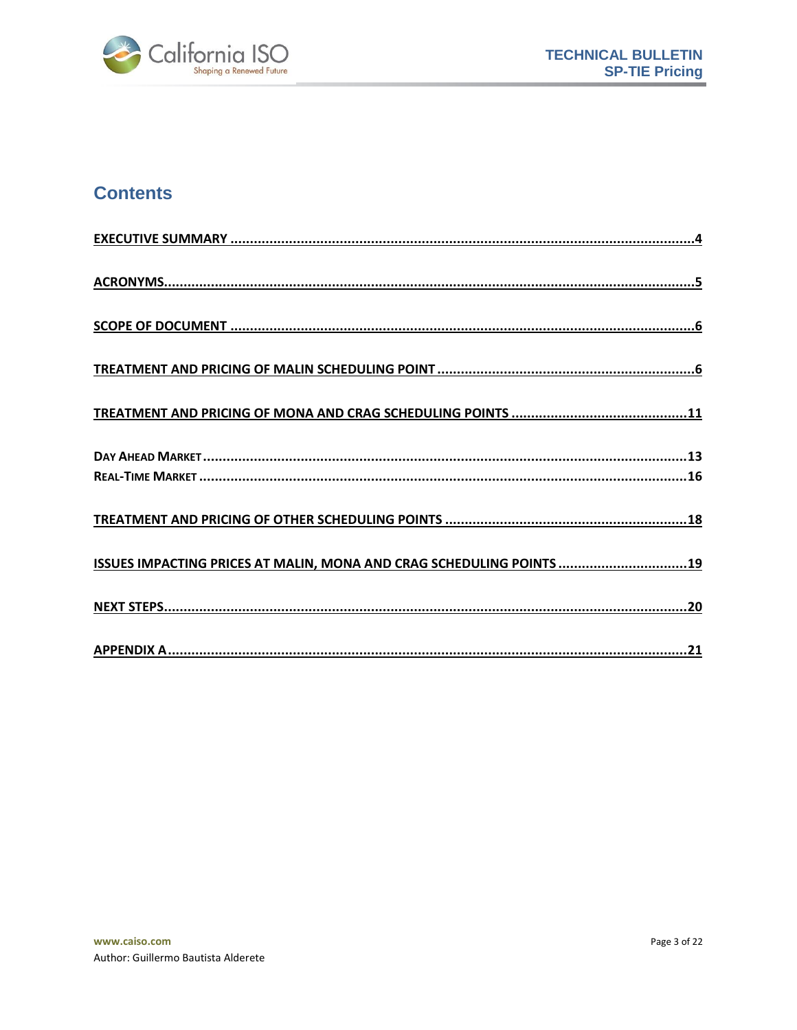## Contents

EXECUTIVE SUMMARY ....................................................................................................................4

ACRONYMS......................................................................................................................................5

SCOPE OF DOCUMENT ....................................................................................................................6

TREATMENT AND PRICING OF MALIN SCHEDULING POINT ..................................................................6

TREATMENT AND PRICING OF MONA AND CRAG SCHEDULING POINTS .............................................11

DAY AHEAD MARKET ....................................................................................................................13
REAL-TIME MARKET .....................................................................................................................16

TREATMENT AND PRICING OF OTHER SCHEDULING POINTS ..............................................................18

ISSUES IMPACTING PRICES AT MALIN, MONA AND CRAG SCHEDULING POINTS .................................19

NEXT STEPS....................................................................................................................................20

APPENDIX A ....................................................................................................................................21

www.caiso.com

Author: Guillermo Bautista Alderete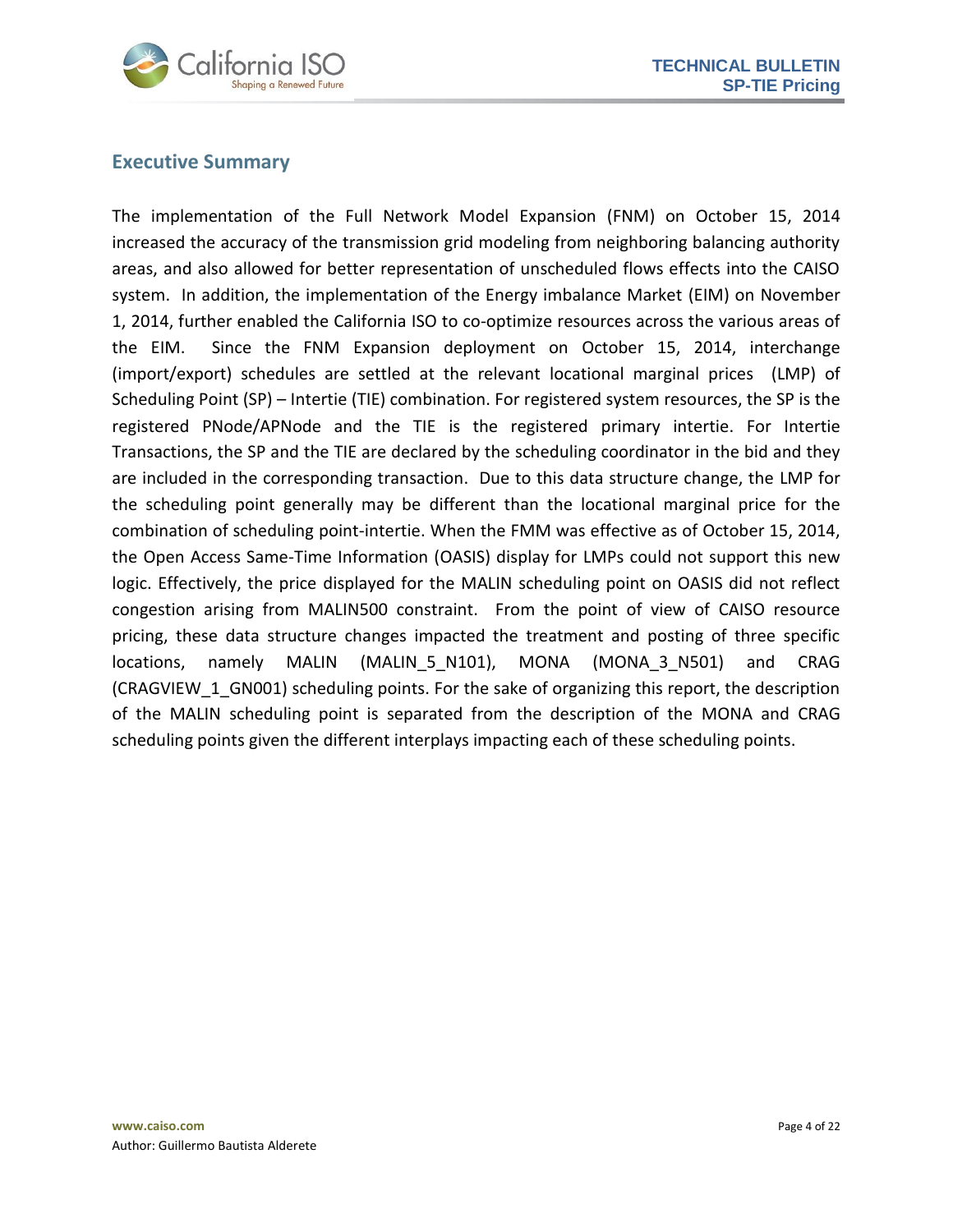## Executive Summary

The implementation of the Full Network Model Expansion (FNM) on October 15, 2014 increased the accuracy of the transmission grid modeling from neighboring balancing authority areas, and also allowed for better representation of unscheduled flows effects into the CAISO system. In addition, the implementation of the Energy imbalance Market (EIM) on November 1, 2014, further enabled the California ISO to co-optimize resources across the various areas of the EIM. Since the FNM Expansion deployment on October 15, 2014, interchange (import/export) schedules are settled at the relevant locational marginal prices (LMP) of Scheduling Point (SP) – Intertie (TIE) combination. For registered system resources, the SP is the registered PNode/APNode and the TIE is the registered primary intertie. For Intertie Transactions, the SP and the TIE are declared by the scheduling coordinator in the bid and they are included in the corresponding transaction. Due to this data structure change, the LMP for the scheduling point generally may be different than the locational marginal price for the combination of scheduling point-intertie. When the FMM was effective as of October 15, 2014, the Open Access Same-Time Information (OASIS) display for LMPs could not support this new logic. Effectively, the price displayed for the MALIN scheduling point on OASIS did not reflect congestion arising from MALIN500 constraint. From the point of view of CAISO resource pricing, these data structure changes impacted the treatment and posting of three specific locations, namely MALIN (MALIN_5_N101), MONA (MONA_3_N501) and CRAG (CRAGVIEW_1_GN001) scheduling points. For the sake of organizing this report, the description of the MALIN scheduling point is separated from the description of the MONA and CRAG scheduling points given the different interplays impacting each of these scheduling points.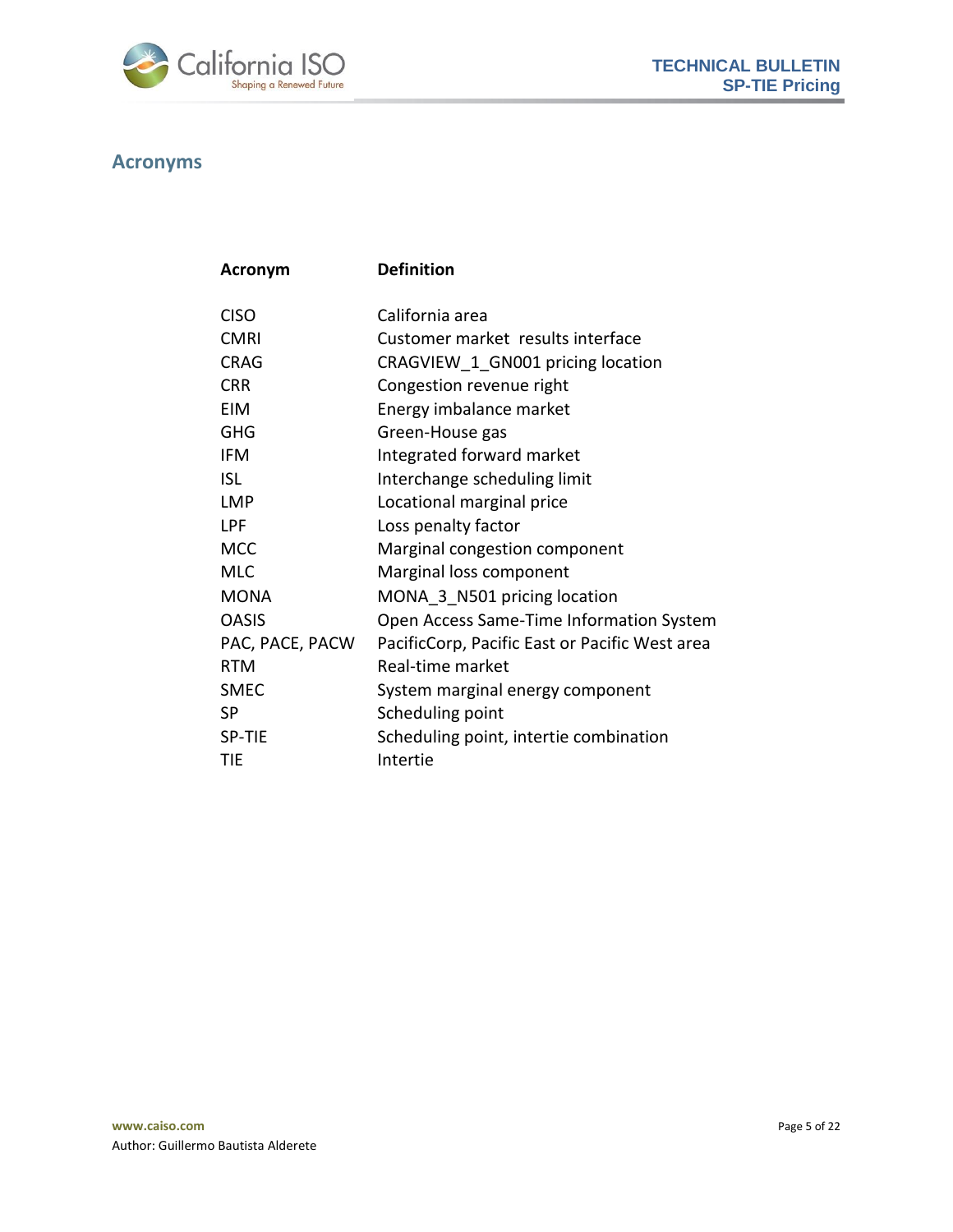## Acronyms

| Acronym | Definition |
|---|---|
| CISO | California area |
| CMRI | Customer market  results interface |
| CRAG | CRAGVIEW_1_GN001 pricing location |
| CRR | Congestion revenue right |
| EIM | Energy imbalance market |
| GHG | Green-House gas |
| IFM | Integrated forward market |
| ISL | Interchange scheduling limit |
| LMP | Locational marginal price |
| LPF | Loss penalty factor |
| MCC | Marginal congestion component |
| MLC | Marginal loss component |
| MONA | MONA_3_N501 pricing location |
| OASIS | Open Access Same-Time Information System |
| PAC, PACE, PACW | PacificCorp, Pacific East or Pacific West area |
| RTM | Real-time market |
| SMEC | System marginal energy component |
| SP | Scheduling point |
| SP-TIE | Scheduling point, intertie combination |
| TIE | Intertie |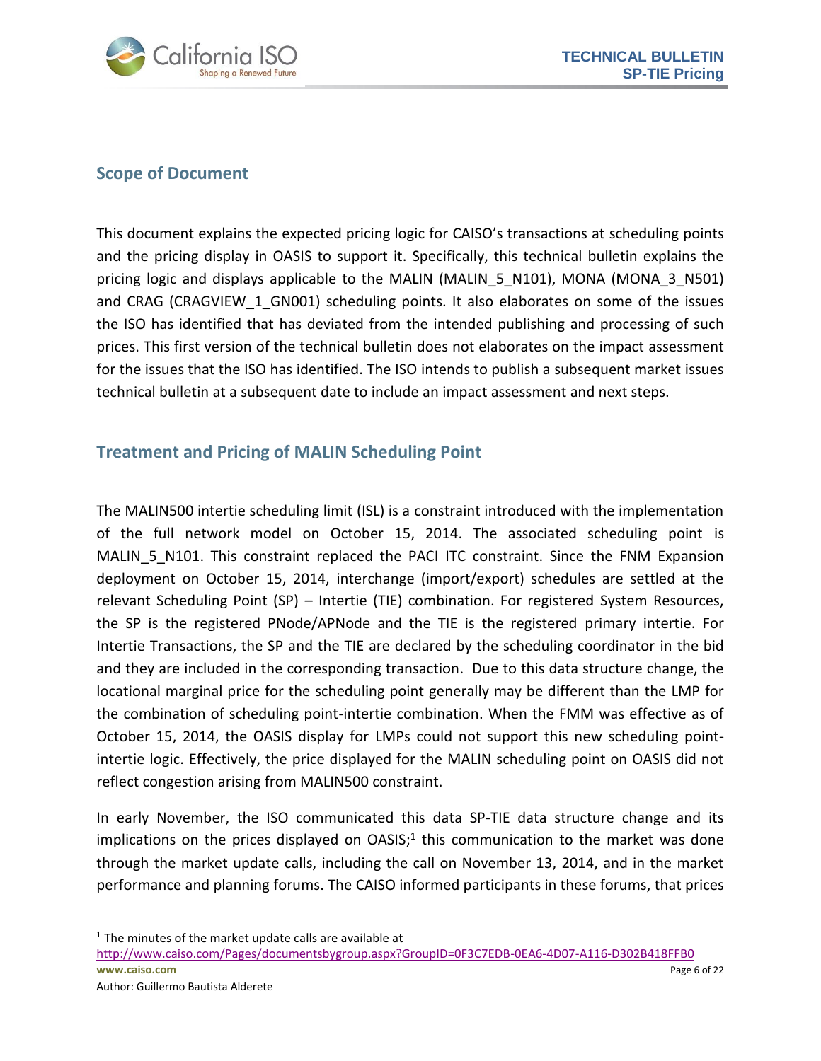## Scope of Document

This document explains the expected pricing logic for CAISO's transactions at scheduling points and the pricing display in OASIS to support it. Specifically, this technical bulletin explains the pricing logic and displays applicable to the MALIN (MALIN_5_N101), MONA (MONA_3_N501) and CRAG (CRAGVIEW_1_GN001) scheduling points. It also elaborates on some of the issues the ISO has identified that has deviated from the intended publishing and processing of such prices. This first version of the technical bulletin does not elaborates on the impact assessment for the issues that the ISO has identified. The ISO intends to publish a subsequent market issues technical bulletin at a subsequent date to include an impact assessment and next steps.

## Treatment and Pricing of MALIN Scheduling Point

The MALIN500 intertie scheduling limit (ISL) is a constraint introduced with the implementation of the full network model on October 15, 2014. The associated scheduling point is MALIN_5_N101. This constraint replaced the PACI ITC constraint. Since the FNM Expansion deployment on October 15, 2014, interchange (import/export) schedules are settled at the relevant Scheduling Point (SP) – Intertie (TIE) combination. For registered System Resources, the SP is the registered PNode/APNode and the TIE is the registered primary intertie. For Intertie Transactions, the SP and the TIE are declared by the scheduling coordinator in the bid and they are included in the corresponding transaction. Due to this data structure change, the locational marginal price for the scheduling point generally may be different than the LMP for the combination of scheduling point-intertie combination. When the FMM was effective as of October 15, 2014, the OASIS display for LMPs could not support this new scheduling point-intertie logic. Effectively, the price displayed for the MALIN scheduling point on OASIS did not reflect congestion arising from MALIN500 constraint.

In early November, the ISO communicated this data SP-TIE data structure change and its implications on the prices displayed on OASIS;[1] this communication to the market was done through the market update calls, including the call on November 13, 2014, and in the market performance and planning forums. The CAISO informed participants in these forums, that prices

[1] The minutes of the market update calls are available at http://www.caiso.com/Pages/documentsbygroup.aspx?GroupID=0F3C7EDB-0EA6-4D07-A116-D302B418FFB0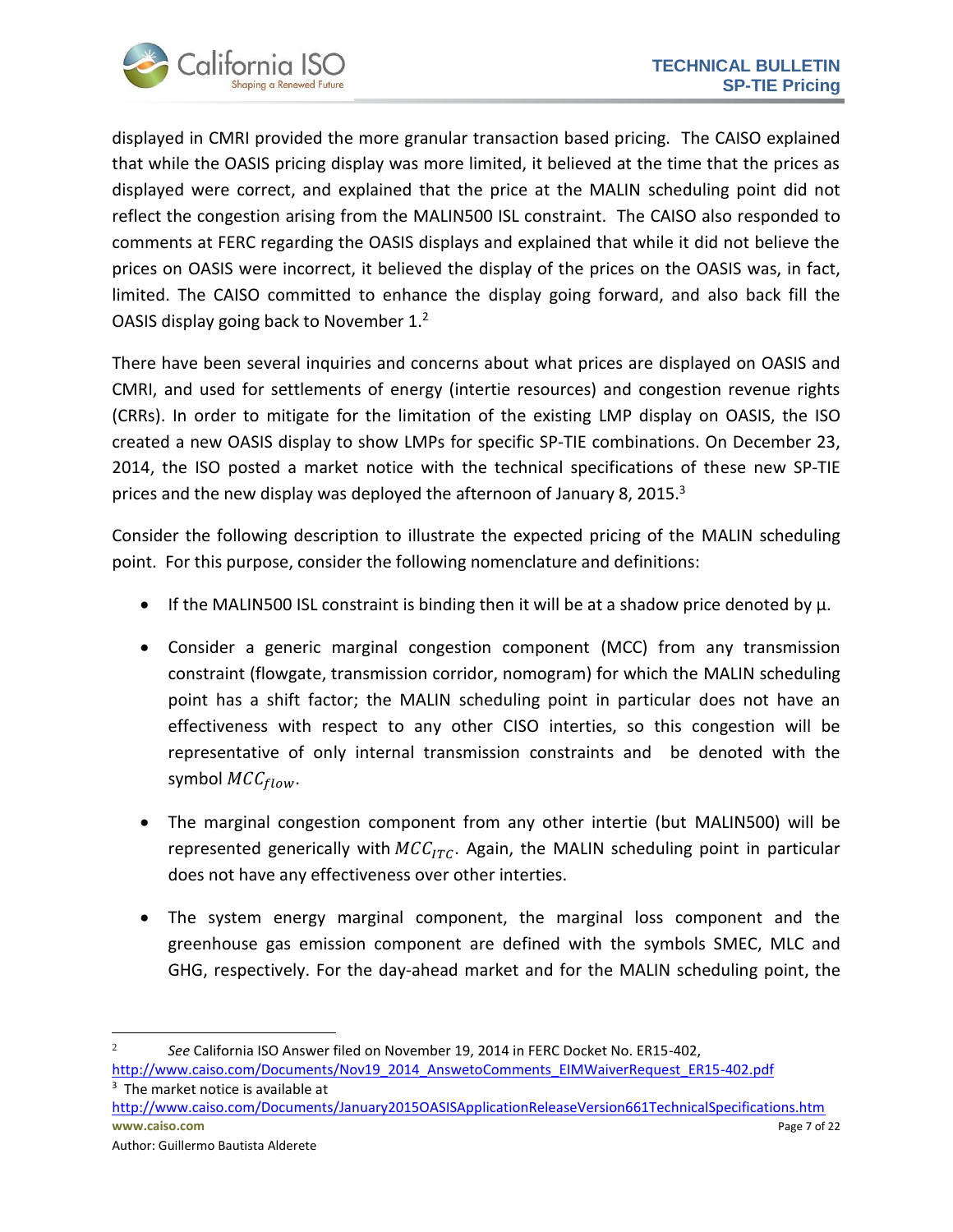displayed in CMRI provided the more granular transaction based pricing. The CAISO explained that while the OASIS pricing display was more limited, it believed at the time that the prices as displayed were correct, and explained that the price at the MALIN scheduling point did not reflect the congestion arising from the MALIN500 ISL constraint. The CAISO also responded to comments at FERC regarding the OASIS displays and explained that while it did not believe the prices on OASIS were incorrect, it believed the display of the prices on the OASIS was, in fact, limited. The CAISO committed to enhance the display going forward, and also back fill the OASIS display going back to November 1.[2]

There have been several inquiries and concerns about what prices are displayed on OASIS and CMRI, and used for settlements of energy (intertie resources) and congestion revenue rights (CRRs). In order to mitigate for the limitation of the existing LMP display on OASIS, the ISO created a new OASIS display to show LMPs for specific SP-TIE combinations. On December 23, 2014, the ISO posted a market notice with the technical specifications of these new SP-TIE prices and the new display was deployed the afternoon of January 8, 2015.[3]

Consider the following description to illustrate the expected pricing of the MALIN scheduling point. For this purpose, consider the following nomenclature and definitions:

- If the MALIN500 ISL constraint is binding then it will be at a shadow price denoted by $\mu$.
- Consider a generic marginal congestion component (MCC) from any transmission constraint (flowgate, transmission corridor, nomogram) for which the MALIN scheduling point has a shift factor; the MALIN scheduling point in particular does not have an effectiveness with respect to any other CISO interties, so this congestion will be representative of only internal transmission constraints and be denoted with the symbol $MCC_{flow}$.
- The marginal congestion component from any other intertie (but MALIN500) will be represented generically with $MCC_{ITC}$. Again, the MALIN scheduling point in particular does not have any effectiveness over other interties.
- The system energy marginal component, the marginal loss component and the greenhouse gas emission component are defined with the symbols SMEC, MLC and GHG, respectively. For the day-ahead market and for the MALIN scheduling point, the

---

[2] *See* California ISO Answer filed on November 19, 2014 in FERC Docket No. ER15-402, http://www.caiso.com/Documents/Nov19_2014_AnswetoComments_EIMWaiverRequest_ER15-402.pdf

[3] The market notice is available at http://www.caiso.com/Documents/January2015OASISApplicationReleaseVersion661TechnicalSpecifications.htm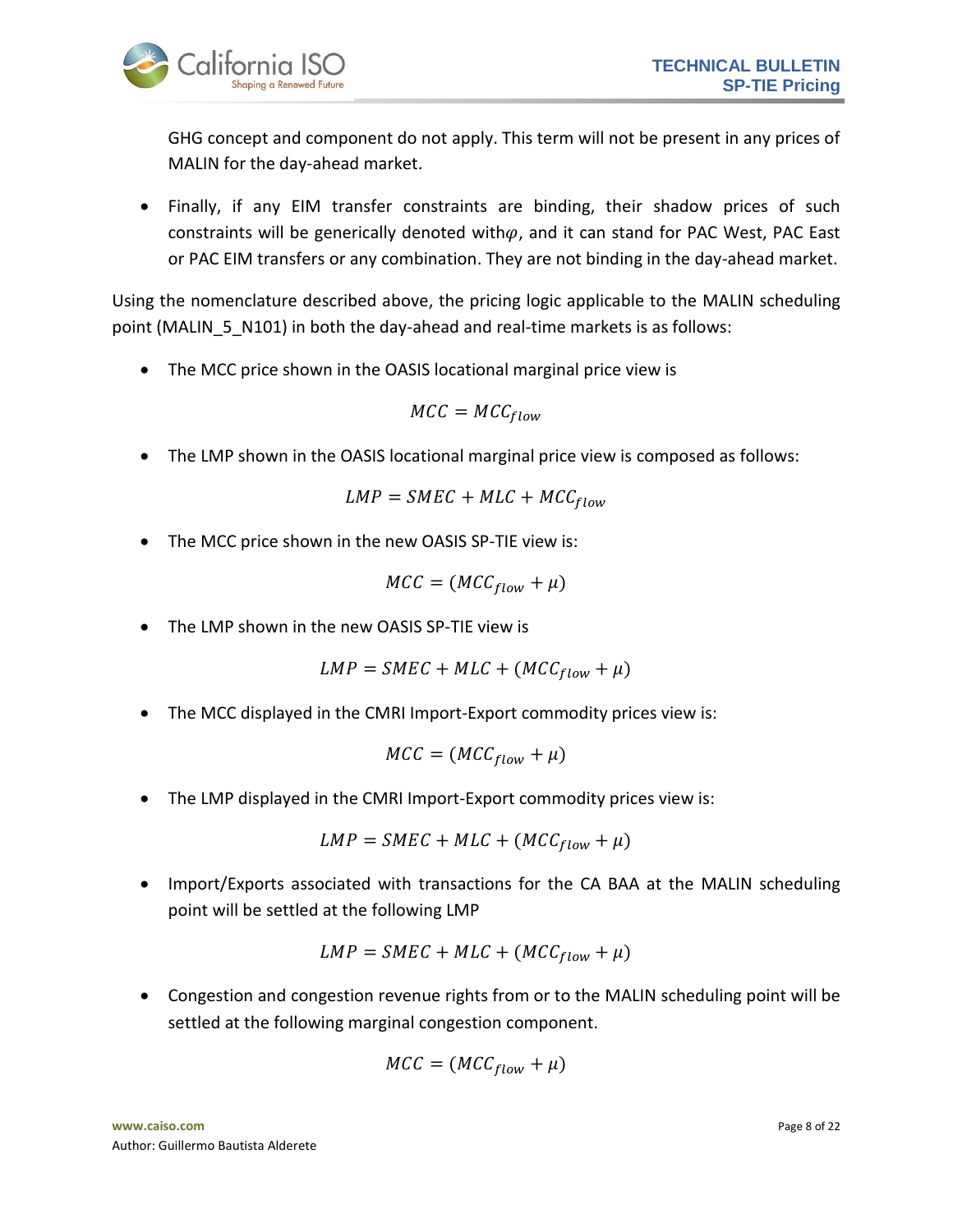GHG concept and component do not apply. This term will not be present in any prices of MALIN for the day-ahead market.

- Finally, if any EIM transfer constraints are binding, their shadow prices of such constraints will be generically denoted with $\varphi$, and it can stand for PAC West, PAC East or PAC EIM transfers or any combination. They are not binding in the day-ahead market.

Using the nomenclature described above, the pricing logic applicable to the MALIN scheduling point (MALIN_5_N101) in both the day-ahead and real-time markets is as follows:

- The MCC price shown in the OASIS locational marginal price view is

$$MCC = MCC_{flow}$$

- The LMP shown in the OASIS locational marginal price view is composed as follows:

$$LMP = SMEC + MLC + MCC_{flow}$$

- The MCC price shown in the new OASIS SP-TIE view is:

$$MCC = (MCC_{flow} + \mu)$$

- The LMP shown in the new OASIS SP-TIE view is

$$LMP = SMEC + MLC + (MCC_{flow} + \mu)$$

- The MCC displayed in the CMRI Import-Export commodity prices view is:

$$MCC = (MCC_{flow} + \mu)$$

- The LMP displayed in the CMRI Import-Export commodity prices view is:

$$LMP = SMEC + MLC + (MCC_{flow} + \mu)$$

- Import/Exports associated with transactions for the CA BAA at the MALIN scheduling point will be settled at the following LMP

$$LMP = SMEC + MLC + (MCC_{flow} + \mu)$$

- Congestion and congestion revenue rights from or to the MALIN scheduling point will be settled at the following marginal congestion component.

$$MCC = (MCC_{flow} + \mu)$$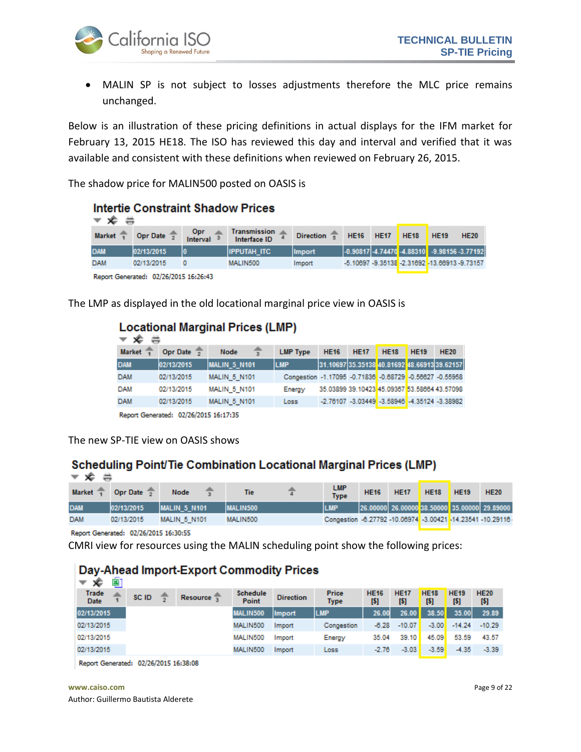- MALIN SP is not subject to losses adjustments therefore the MLC price remains unchanged.

Below is an illustration of these pricing definitions in actual displays for the IFM market for February 13, 2015 HE18. The ISO has reviewed this day and interval and verified that it was available and consistent with these definitions when reviewed on February 26, 2015.

The shadow price for MALIN500 posted on OASIS is

**Intertie Constraint Shadow Prices**

| Market | Opr Date | Opr Interval | Transmission Interface ID | Direction | HE16 | HE17 | HE18 | HE19 | HE20 |
|---|---|---|---|---|---|---|---|---|---|
| DAM | 02/13/2015 | 0 | IPPUTAH_ITC | Import | -0.90817 | -4.74470 | -4.88310 | -9.98156 | -3.77192 |
| DAM | 02/13/2015 | 0 | MALIN500 | Import | -5.10697 | -9.35138 | -2.31692 | -13.66913 | -9.73157 |

Report Generated: 02/26/2015 16:26:43

The LMP as displayed in the old locational marginal price view in OASIS is

**Locational Marginal Prices (LMP)**

| Market | Opr Date | Node | LMP Type | HE16 | HE17 | HE18 | HE19 | HE20 |
|---|---|---|---|---|---|---|---|---|
| DAM | 02/13/2015 | MALIN_5_N101 | LMP | 31.10697 | 35.35138 | 40.81692 | 48.66913 | 39.62157 |
| DAM | 02/13/2015 | MALIN_5_N101 | Congestion | -1.17095 | -0.71836 | -0.68729 | -0.56627 | -0.55958 |
| DAM | 02/13/2015 | MALIN_5_N101 | Energy | 35.03899 | 39.10423 | 45.09367 | 53.58664 | 43.57098 |
| DAM | 02/13/2015 | MALIN_5_N101 | Loss | -2.76107 | -3.03449 | -3.58946 | -4.35124 | -3.38982 |

Report Generated: 02/26/2015 16:17:35

The new SP-TIE view on OASIS shows

**Scheduling Point/Tie Combination Locational Marginal Prices (LMP)**

| Market | Opr Date | Node | Tie | LMP Type | HE16 | HE17 | HE18 | HE19 | HE20 |
|---|---|---|---|---|---|---|---|---|---|
| DAM | 02/13/2015 | MALIN_5_N101 | MALIN500 | LMP | 26.00000 | 26.00000 | 38.50000 | 35.00000 | 29.89000 |
| DAM | 02/13/2015 | MALIN_5_N101 | MALIN500 | Congestion | -6.27792 | -10.06974 | -3.00421 | -14.23541 | -10.29116 |

Report Generated: 02/26/2015 16:30:55

CMRI view for resources using the MALIN scheduling point show the following prices:

**Day-Ahead Import-Export Commodity Prices**

| Trade Date | SC ID | Resource | Schedule Point | Direction | Price Type | HE16 [$] | HE17 [$] | HE18 [$] | HE19 [$] | HE20 [$] |
|---|---|---|---|---|---|---|---|---|---|---|
| 02/13/2015 | | | MALIN500 | Import | LMP | 26.00 | 26.00 | 38.50 | 35.00 | 29.89 |
| 02/13/2015 | | | MALIN500 | Import | Congestion | -6.28 | -10.07 | -3.00 | -14.24 | -10.29 |
| 02/13/2015 | | | MALIN500 | Import | Energy | 35.04 | 39.10 | 45.09 | 53.59 | 43.57 |
| 02/13/2015 | | | MALIN500 | Import | Loss | -2.76 | -3.03 | -3.59 | -4.35 | -3.39 |

Report Generated: 02/26/2015 16:38:08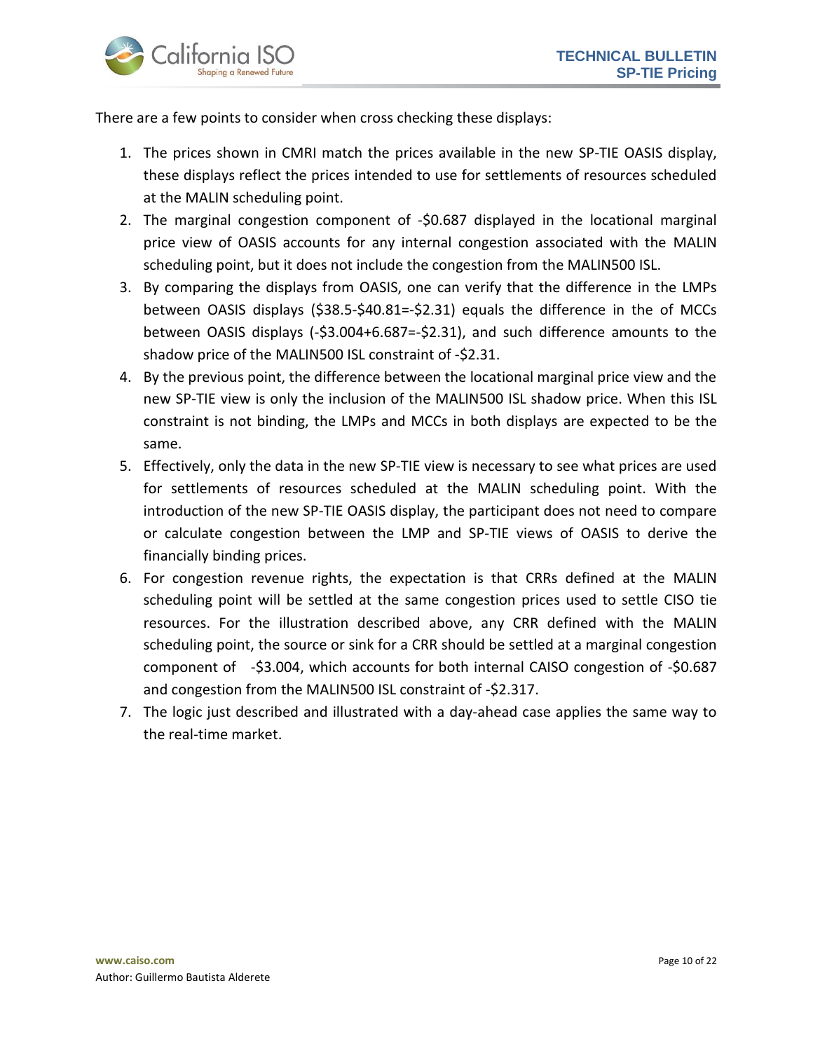There are a few points to consider when cross checking these displays:

1. The prices shown in CMRI match the prices available in the new SP-TIE OASIS display, these displays reflect the prices intended to use for settlements of resources scheduled at the MALIN scheduling point.
2. The marginal congestion component of -$0.687 displayed in the locational marginal price view of OASIS accounts for any internal congestion associated with the MALIN scheduling point, but it does not include the congestion from the MALIN500 ISL.
3. By comparing the displays from OASIS, one can verify that the difference in the LMPs between OASIS displays ($38.5-$40.81=-$2.31) equals the difference in the of MCCs between OASIS displays (-$3.004+6.687=-$2.31), and such difference amounts to the shadow price of the MALIN500 ISL constraint of -$2.31.
4. By the previous point, the difference between the locational marginal price view and the new SP-TIE view is only the inclusion of the MALIN500 ISL shadow price. When this ISL constraint is not binding, the LMPs and MCCs in both displays are expected to be the same.
5. Effectively, only the data in the new SP-TIE view is necessary to see what prices are used for settlements of resources scheduled at the MALIN scheduling point. With the introduction of the new SP-TIE OASIS display, the participant does not need to compare or calculate congestion between the LMP and SP-TIE views of OASIS to derive the financially binding prices.
6. For congestion revenue rights, the expectation is that CRRs defined at the MALIN scheduling point will be settled at the same congestion prices used to settle CISO tie resources. For the illustration described above, any CRR defined with the MALIN scheduling point, the source or sink for a CRR should be settled at a marginal congestion component of -$3.004, which accounts for both internal CAISO congestion of -$0.687 and congestion from the MALIN500 ISL constraint of -$2.317.
7. The logic just described and illustrated with a day-ahead case applies the same way to the real-time market.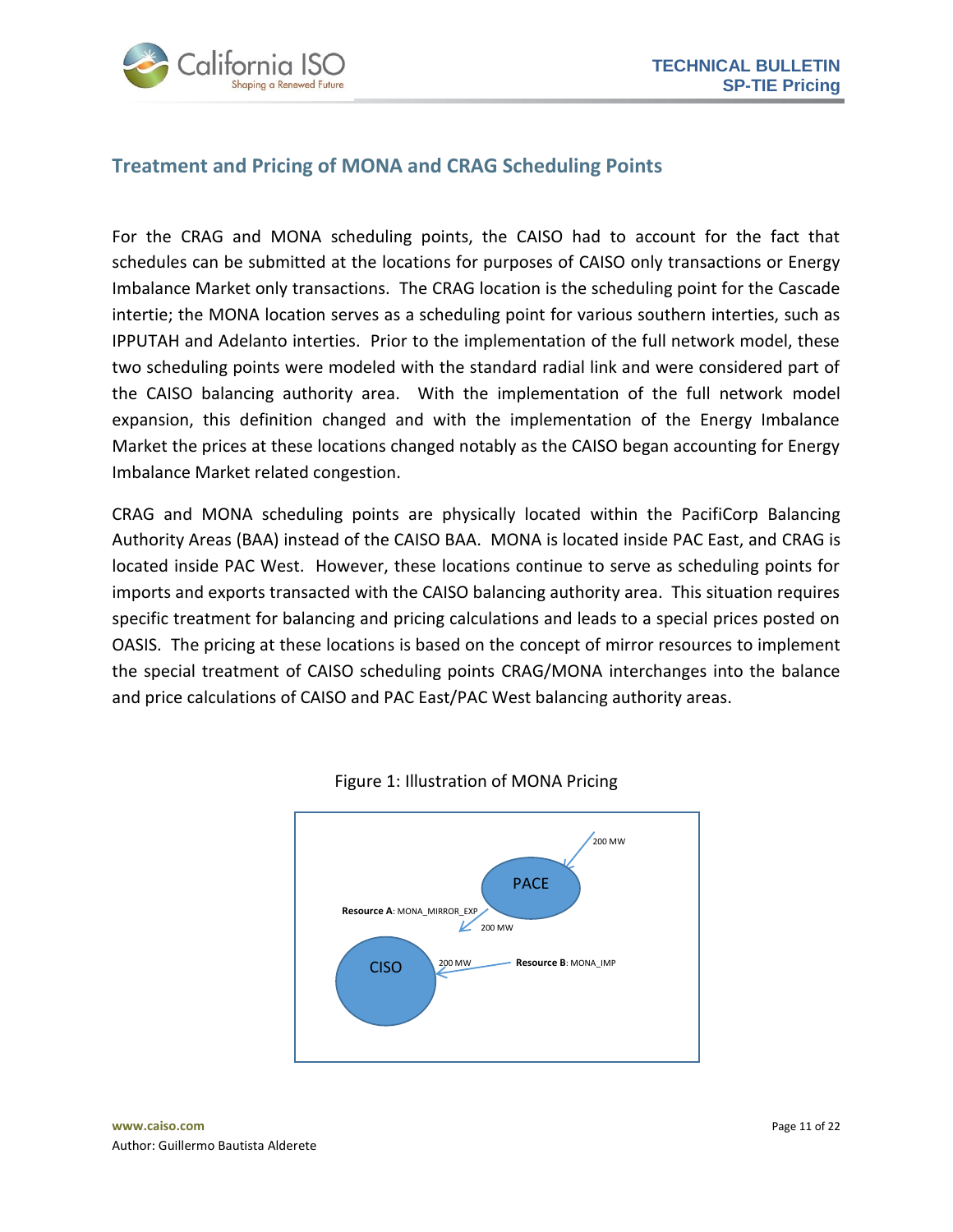## Treatment and Pricing of MONA and CRAG Scheduling Points

For the CRAG and MONA scheduling points, the CAISO had to account for the fact that schedules can be submitted at the locations for purposes of CAISO only transactions or Energy Imbalance Market only transactions. The CRAG location is the scheduling point for the Cascade intertie; the MONA location serves as a scheduling point for various southern interties, such as IPPUTAH and Adelanto interties. Prior to the implementation of the full network model, these two scheduling points were modeled with the standard radial link and were considered part of the CAISO balancing authority area. With the implementation of the full network model expansion, this definition changed and with the implementation of the Energy Imbalance Market the prices at these locations changed notably as the CAISO began accounting for Energy Imbalance Market related congestion.

CRAG and MONA scheduling points are physically located within the PacifiCorp Balancing Authority Areas (BAA) instead of the CAISO BAA. MONA is located inside PAC East, and CRAG is located inside PAC West. However, these locations continue to serve as scheduling points for imports and exports transacted with the CAISO balancing authority area. This situation requires specific treatment for balancing and pricing calculations and leads to a special prices posted on OASIS. The pricing at these locations is based on the concept of mirror resources to implement the special treatment of CAISO scheduling points CRAG/MONA interchanges into the balance and price calculations of CAISO and PAC East/PAC West balancing authority areas.

Figure 1: Illustration of MONA Pricing

200 MW

PACE

**Resource A**: MONA_MIRROR_EXP

200 MW

CISO

200 MW

**Resource B**: MONA_IMP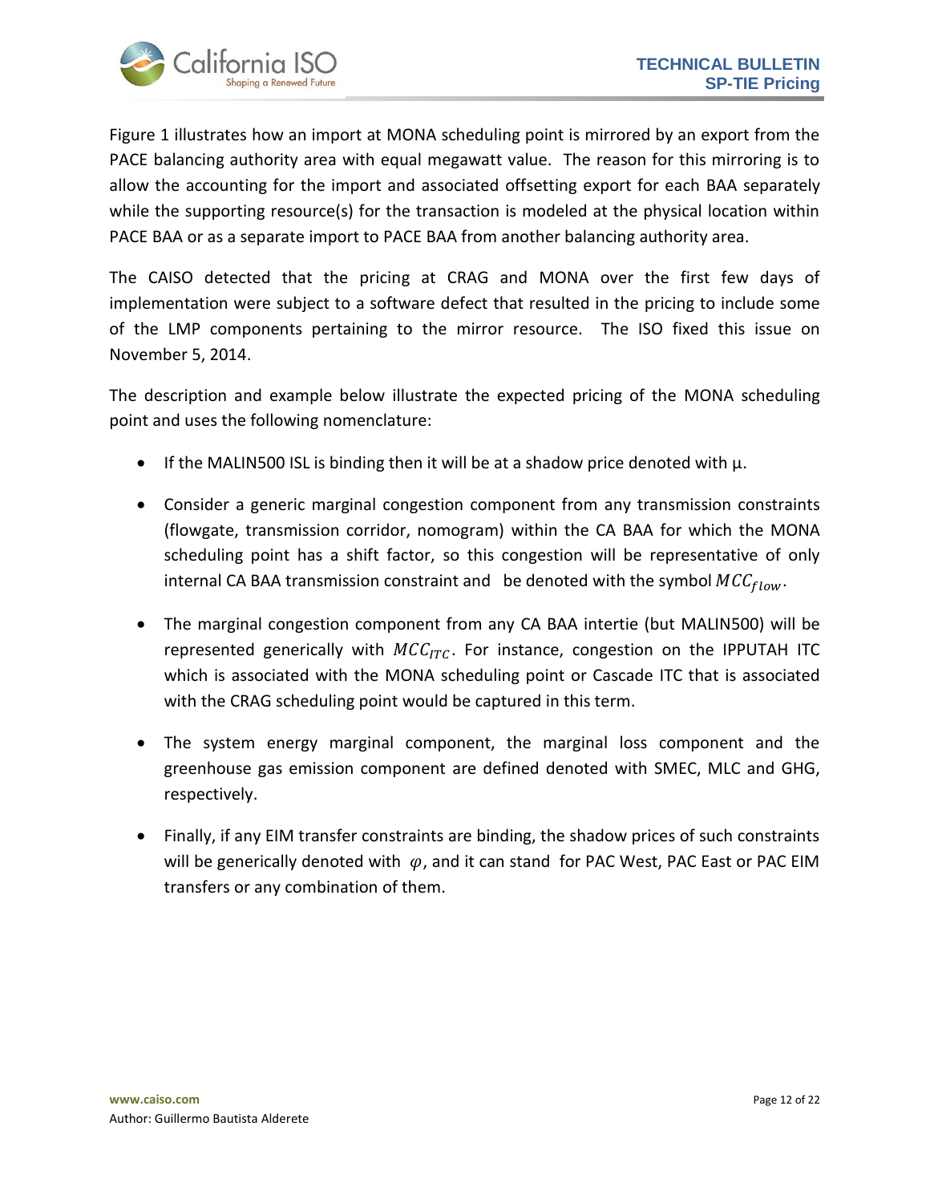Figure 1 illustrates how an import at MONA scheduling point is mirrored by an export from the PACE balancing authority area with equal megawatt value. The reason for this mirroring is to allow the accounting for the import and associated offsetting export for each BAA separately while the supporting resource(s) for the transaction is modeled at the physical location within PACE BAA or as a separate import to PACE BAA from another balancing authority area.

The CAISO detected that the pricing at CRAG and MONA over the first few days of implementation were subject to a software defect that resulted in the pricing to include some of the LMP components pertaining to the mirror resource. The ISO fixed this issue on November 5, 2014.

The description and example below illustrate the expected pricing of the MONA scheduling point and uses the following nomenclature:

- If the MALIN500 ISL is binding then it will be at a shadow price denoted with $\mu$.
- Consider a generic marginal congestion component from any transmission constraints (flowgate, transmission corridor, nomogram) within the CA BAA for which the MONA scheduling point has a shift factor, so this congestion will be representative of only internal CA BAA transmission constraint and be denoted with the symbol $MCC_{flow}$.
- The marginal congestion component from any CA BAA intertie (but MALIN500) will be represented generically with $MCC_{ITC}$. For instance, congestion on the IPPUTAH ITC which is associated with the MONA scheduling point or Cascade ITC that is associated with the CRAG scheduling point would be captured in this term.
- The system energy marginal component, the marginal loss component and the greenhouse gas emission component are defined denoted with SMEC, MLC and GHG, respectively.
- Finally, if any EIM transfer constraints are binding, the shadow prices of such constraints will be generically denoted with $\varphi$, and it can stand for PAC West, PAC East or PAC EIM transfers or any combination of them.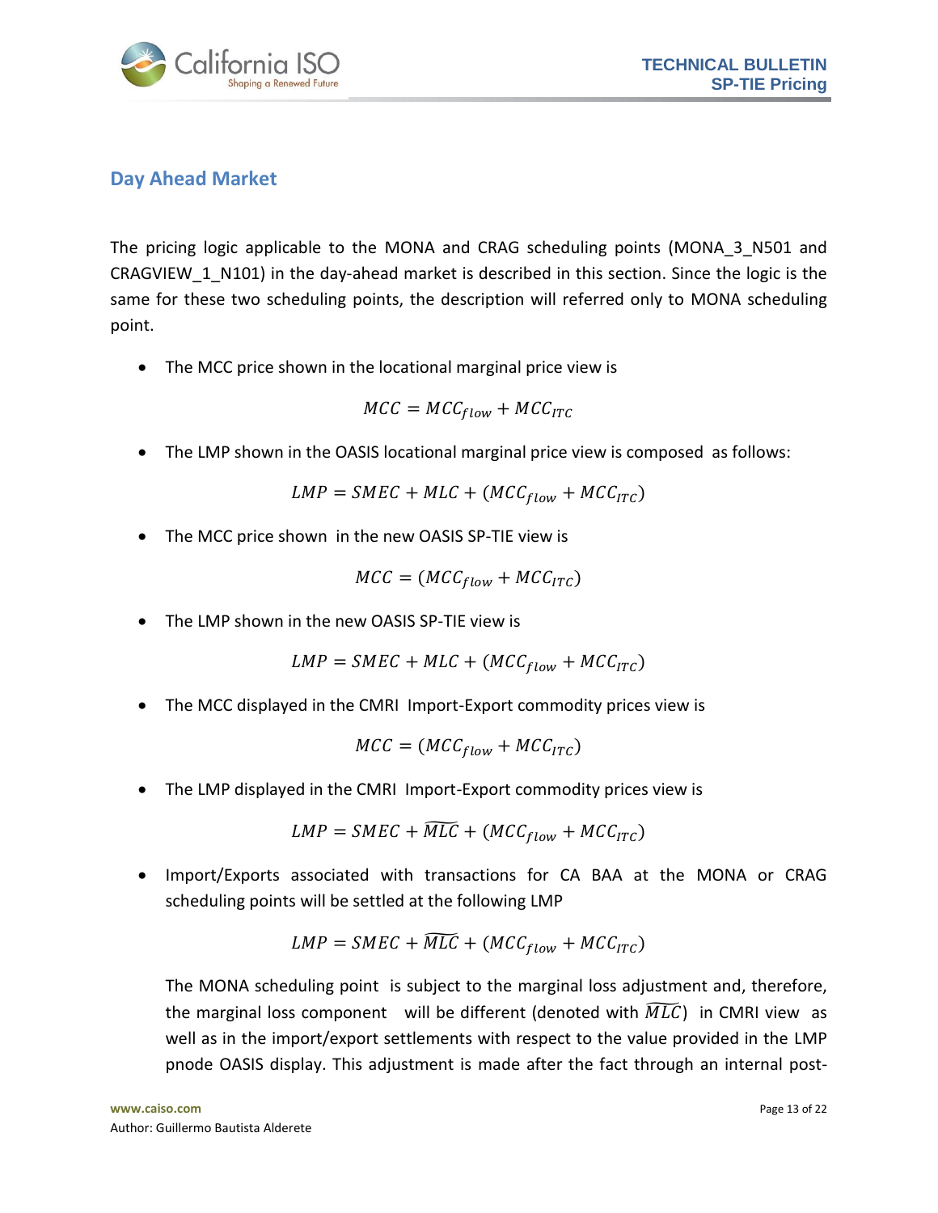## Day Ahead Market

The pricing logic applicable to the MONA and CRAG scheduling points (MONA_3_N501 and CRAGVIEW_1_N101) in the day-ahead market is described in this section. Since the logic is the same for these two scheduling points, the description will referred only to MONA scheduling point.

- The MCC price shown in the locational marginal price view is

$$MCC = MCC_{flow} + MCC_{ITC}$$

- The LMP shown in the OASIS locational marginal price view is composed as follows:

$$LMP = SMEC + MLC + (MCC_{flow} + MCC_{ITC})$$

- The MCC price shown in the new OASIS SP-TIE view is

$$MCC = (MCC_{flow} + MCC_{ITC})$$

- The LMP shown in the new OASIS SP-TIE view is

$$LMP = SMEC + MLC + (MCC_{flow} + MCC_{ITC})$$

- The MCC displayed in the CMRI Import-Export commodity prices view is

$$MCC = (MCC_{flow} + MCC_{ITC})$$

- The LMP displayed in the CMRI Import-Export commodity prices view is

$$LMP = SMEC + \widetilde{MLC} + (MCC_{flow} + MCC_{ITC})$$

- Import/Exports associated with transactions for CA BAA at the MONA or CRAG scheduling points will be settled at the following LMP

$$LMP = SMEC + \widetilde{MLC} + (MCC_{flow} + MCC_{ITC})$$

  The MONA scheduling point is subject to the marginal loss adjustment and, therefore, the marginal loss component will be different (denoted with $\widetilde{MLC}$) in CMRI view as well as in the import/export settlements with respect to the value provided in the LMP pnode OASIS display. This adjustment is made after the fact through an internal post-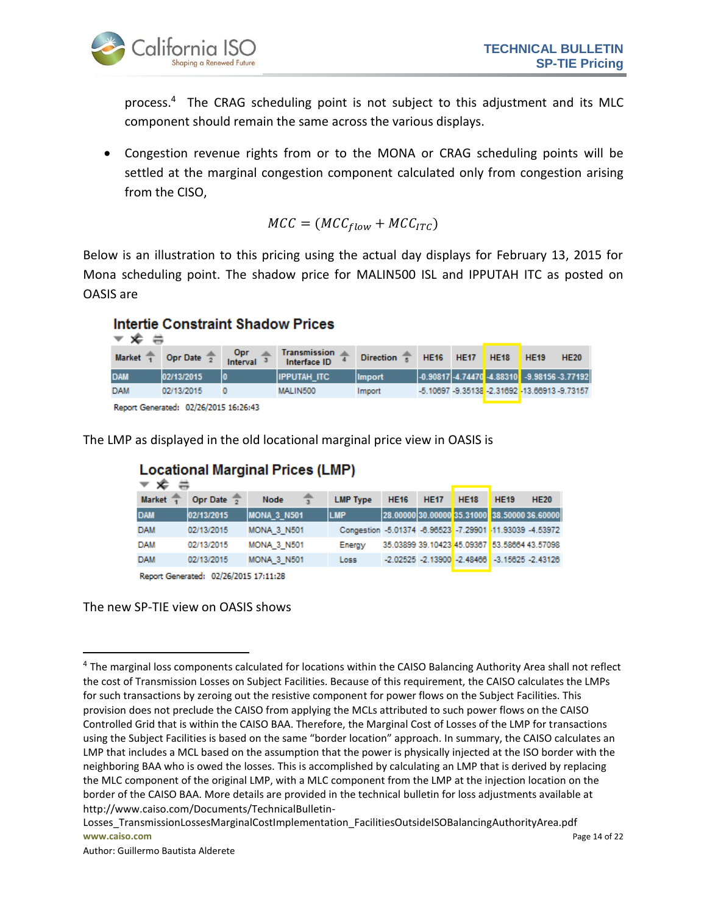process.[4] The CRAG scheduling point is not subject to this adjustment and its MLC component should remain the same across the various displays.

- Congestion revenue rights from or to the MONA or CRAG scheduling points will be settled at the marginal congestion component calculated only from congestion arising from the CISO,

$$MCC = (MCC_{flow} + MCC_{ITC})$$

Below is an illustration to this pricing using the actual day displays for February 13, 2015 for Mona scheduling point. The shadow price for MALIN500 ISL and IPPUTAH ITC as posted on OASIS are

**Intertie Constraint Shadow Prices**

| Market | Opr Date | Opr Interval | Transmission Interface ID | Direction | HE16 | HE17 | HE18 | HE19 | HE20 |
|---|---|---|---|---|---|---|---|---|---|
| DAM | 02/13/2015 | 0 | IPPUTAH_ITC | Import | -0.90817 | -4.74470 | -4.88310 | -9.98156 | -3.77192 |
| DAM | 02/13/2015 | 0 | MALIN500 | Import | -5.10697 | -9.35138 | -2.31692 | -13.66913 | -9.73157 |

Report Generated: 02/26/2015 16:26:43

The LMP as displayed in the old locational marginal price view in OASIS is

**Locational Marginal Prices (LMP)**

| Market | Opr Date | Node | LMP Type | HE16 | HE17 | HE18 | HE19 | HE20 |
|---|---|---|---|---|---|---|---|---|
| DAM | 02/13/2015 | MONA_3_N501 | LMP | 28.00000 | 30.00000 | 35.31000 | 38.50000 | 36.60000 |
| DAM | 02/13/2015 | MONA_3_N501 | Congestion | -5.01374 | -6.96523 | -7.29901 | -11.93039 | -4.53972 |
| DAM | 02/13/2015 | MONA_3_N501 | Energy | 35.03899 | 39.10423 | 45.09367 | 53.58664 | 43.57098 |
| DAM | 02/13/2015 | MONA_3_N501 | Loss | -2.02525 | -2.13900 | -2.48466 | -3.15625 | -2.43126 |

Report Generated: 02/26/2015 17:11:28

The new SP-TIE view on OASIS shows

[4] The marginal loss components calculated for locations within the CAISO Balancing Authority Area shall not reflect the cost of Transmission Losses on Subject Facilities. Because of this requirement, the CAISO calculates the LMPs for such transactions by zeroing out the resistive component for power flows on the Subject Facilities. This provision does not preclude the CAISO from applying the MCLs attributed to such power flows on the CAISO Controlled Grid that is within the CAISO BAA. Therefore, the Marginal Cost of Losses of the LMP for transactions using the Subject Facilities is based on the same "border location" approach. In summary, the CAISO calculates an LMP that includes a MCL based on the assumption that the power is physically injected at the ISO border with the neighboring BAA who is owed the losses. This is accomplished by calculating an LMP that is derived by replacing the MLC component of the original LMP, with a MLC component from the LMP at the injection location on the border of the CAISO BAA. More details are provided in the technical bulletin for loss adjustments available at http://www.caiso.com/Documents/TechnicalBulletin-Losses_TransmissionLossesMarginalCostImplementation_FacilitiesOutsideISOBalancingAuthorityArea.pdf

Author: Guillermo Bautista Alderete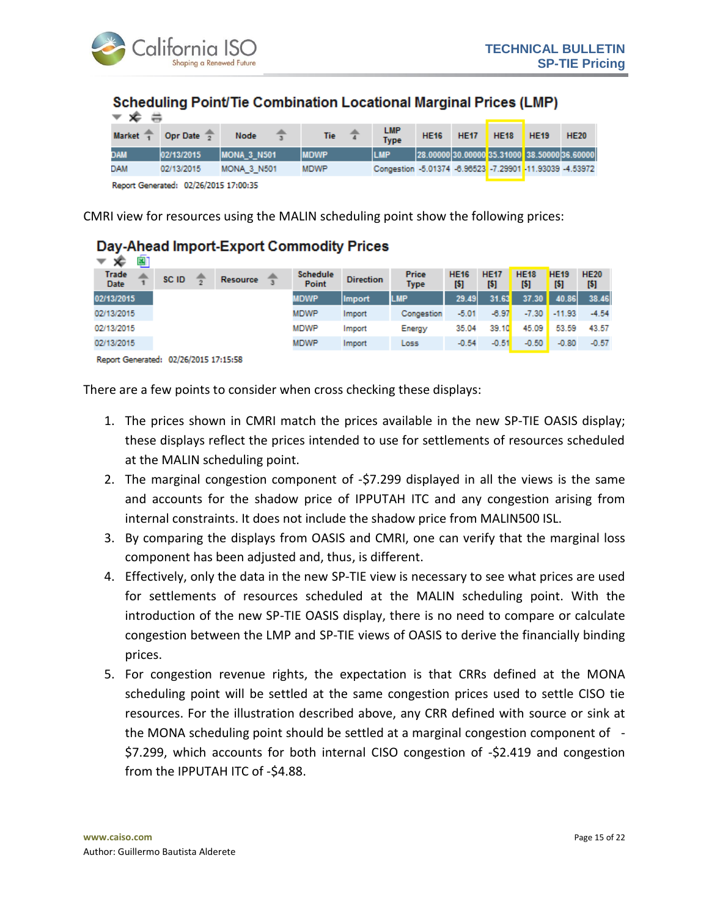### Scheduling Point/Tie Combination Locational Marginal Prices (LMP)

| Market | Opr Date | Node | Tie | LMP Type | HE16 | HE17 | HE18 | HE19 | HE20 |
|---|---|---|---|---|---|---|---|---|---|
| DAM | 02/13/2015 | MONA_3_N501 | MDWP | LMP | 28.00000 | 30.00000 | 35.31000 | 38.50000 | 36.60000 |
| DAM | 02/13/2015 | MONA_3_N501 | MDWP | Congestion | -5.01374 | -6.96523 | -7.29901 | -11.93039 | -4.53972 |

Report Generated: 02/26/2015 17:00:35

CMRI view for resources using the MALIN scheduling point show the following prices:

### Day-Ahead Import-Export Commodity Prices

| Trade Date | SC ID | Resource | Schedule Point | Direction | Price Type | HE16 [$] | HE17 [$] | HE18 [$] | HE19 [$] | HE20 [$] |
|---|---|---|---|---|---|---|---|---|---|---|
| 02/13/2015 | | | MDWP | Import | LMP | 29.49 | 31.63 | 37.30 | 40.86 | 38.46 |
| 02/13/2015 | | | MDWP | Import | Congestion | -5.01 | -6.97 | -7.30 | -11.93 | -4.54 |
| 02/13/2015 | | | MDWP | Import | Energy | 35.04 | 39.10 | 45.09 | 53.59 | 43.57 |
| 02/13/2015 | | | MDWP | Import | Loss | -0.54 | -0.51 | -0.50 | -0.80 | -0.57 |

Report Generated: 02/26/2015 17:15:58

There are a few points to consider when cross checking these displays:

1. The prices shown in CMRI match the prices available in the new SP-TIE OASIS display; these displays reflect the prices intended to use for settlements of resources scheduled at the MALIN scheduling point.
2. The marginal congestion component of -$7.299 displayed in all the views is the same and accounts for the shadow price of IPPUTAH ITC and any congestion arising from internal constraints. It does not include the shadow price from MALIN500 ISL.
3. By comparing the displays from OASIS and CMRI, one can verify that the marginal loss component has been adjusted and, thus, is different.
4. Effectively, only the data in the new SP-TIE view is necessary to see what prices are used for settlements of resources scheduled at the MALIN scheduling point. With the introduction of the new SP-TIE OASIS display, there is no need to compare or calculate congestion between the LMP and SP-TIE views of OASIS to derive the financially binding prices.
5. For congestion revenue rights, the expectation is that CRRs defined at the MONA scheduling point will be settled at the same congestion prices used to settle CISO tie resources. For the illustration described above, any CRR defined with source or sink at the MONA scheduling point should be settled at a marginal congestion component of -$7.299, which accounts for both internal CISO congestion of -$2.419 and congestion from the IPPUTAH ITC of -$4.88.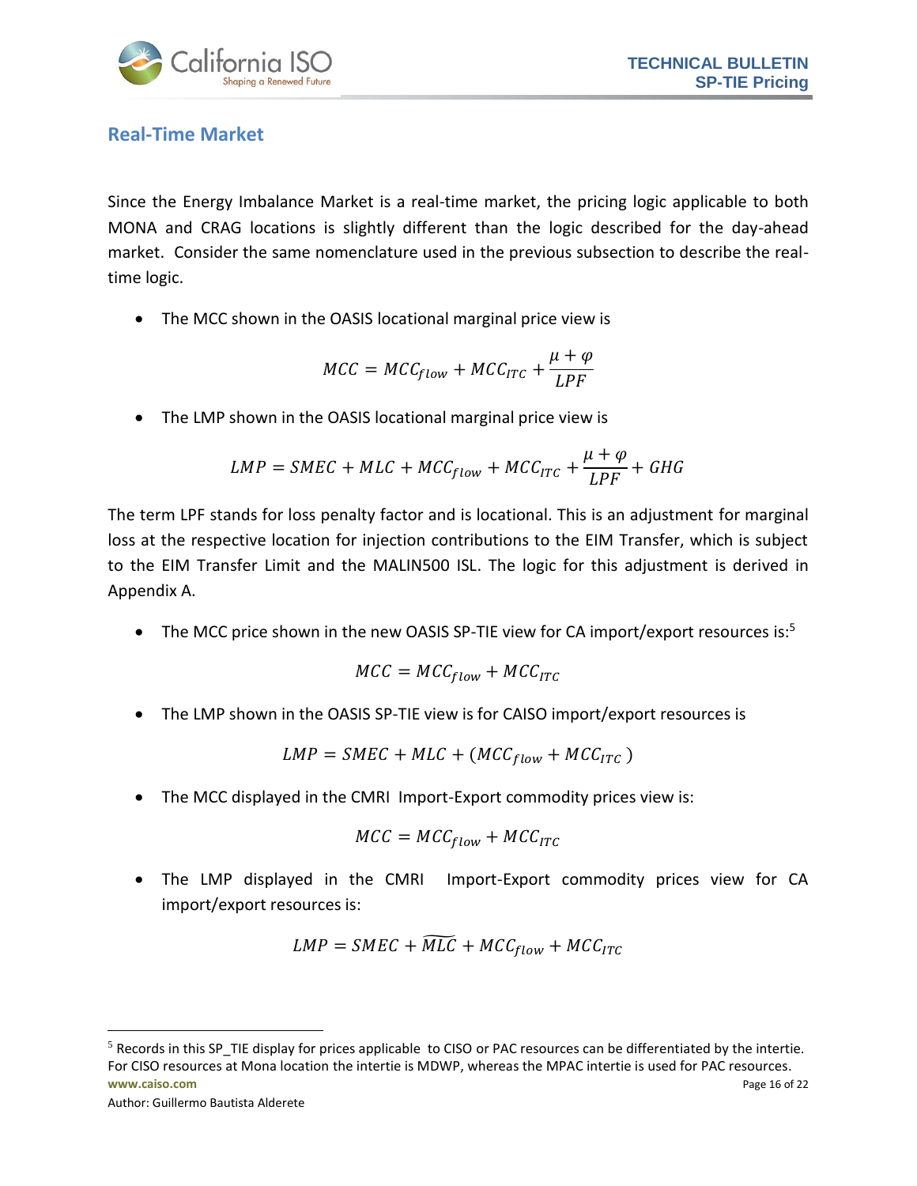## Real-Time Market

Since the Energy Imbalance Market is a real-time market, the pricing logic applicable to both MONA and CRAG locations is slightly different than the logic described for the day-ahead market. Consider the same nomenclature used in the previous subsection to describe the real-time logic.

- The MCC shown in the OASIS locational marginal price view is

$$MCC = MCC_{flow} + MCC_{ITC} + \frac{\mu + \varphi}{LPF}$$

- The LMP shown in the OASIS locational marginal price view is

$$LMP = SMEC + MLC + MCC_{flow} + MCC_{ITC} + \frac{\mu + \varphi}{LPF} + GHG$$

The term LPF stands for loss penalty factor and is locational. This is an adjustment for marginal loss at the respective location for injection contributions to the EIM Transfer, which is subject to the EIM Transfer Limit and the MALIN500 ISL. The logic for this adjustment is derived in Appendix A.

- The MCC price shown in the new OASIS SP-TIE view for CA import/export resources is:[5]

$$MCC = MCC_{flow} + MCC_{ITC}$$

- The LMP shown in the OASIS SP-TIE view is for CAISO import/export resources is

$$LMP = SMEC + MLC + (MCC_{flow} + MCC_{ITC})$$

- The MCC displayed in the CMRI Import-Export commodity prices view is:

$$MCC = MCC_{flow} + MCC_{ITC}$$

- The LMP displayed in the CMRI Import-Export commodity prices view for CA import/export resources is:

$$LMP = SMEC + \widetilde{MLC} + MCC_{flow} + MCC_{ITC}$$

[5] Records in this SP_TIE display for prices applicable to CISO or PAC resources can be differentiated by the intertie. For CISO resources at Mona location the intertie is MDWP, whereas the MPAC intertie is used for PAC resources.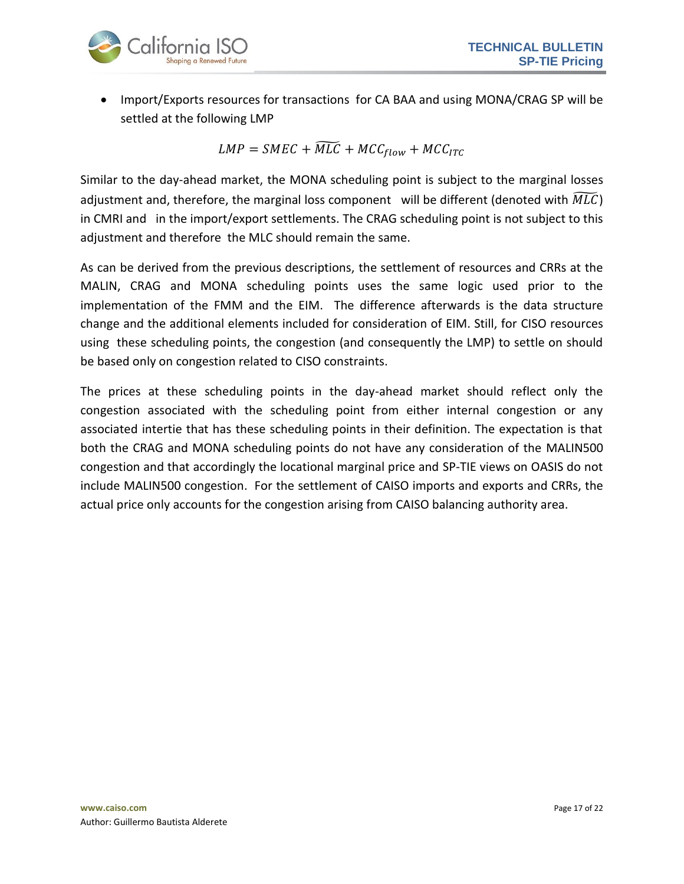- Import/Exports resources for transactions for CA BAA and using MONA/CRAG SP will be settled at the following LMP

$$LMP = SMEC + \widetilde{MLC} + MCC_{flow} + MCC_{ITC}$$

Similar to the day-ahead market, the MONA scheduling point is subject to the marginal losses adjustment and, therefore, the marginal loss component will be different (denoted with $\widetilde{MLC}$) in CMRI and in the import/export settlements. The CRAG scheduling point is not subject to this adjustment and therefore the MLC should remain the same.

As can be derived from the previous descriptions, the settlement of resources and CRRs at the MALIN, CRAG and MONA scheduling points uses the same logic used prior to the implementation of the FMM and the EIM. The difference afterwards is the data structure change and the additional elements included for consideration of EIM. Still, for CISO resources using these scheduling points, the congestion (and consequently the LMP) to settle on should be based only on congestion related to CISO constraints.

The prices at these scheduling points in the day-ahead market should reflect only the congestion associated with the scheduling point from either internal congestion or any associated intertie that has these scheduling points in their definition. The expectation is that both the CRAG and MONA scheduling points do not have any consideration of the MALIN500 congestion and that accordingly the locational marginal price and SP-TIE views on OASIS do not include MALIN500 congestion. For the settlement of CAISO imports and exports and CRRs, the actual price only accounts for the congestion arising from CAISO balancing authority area.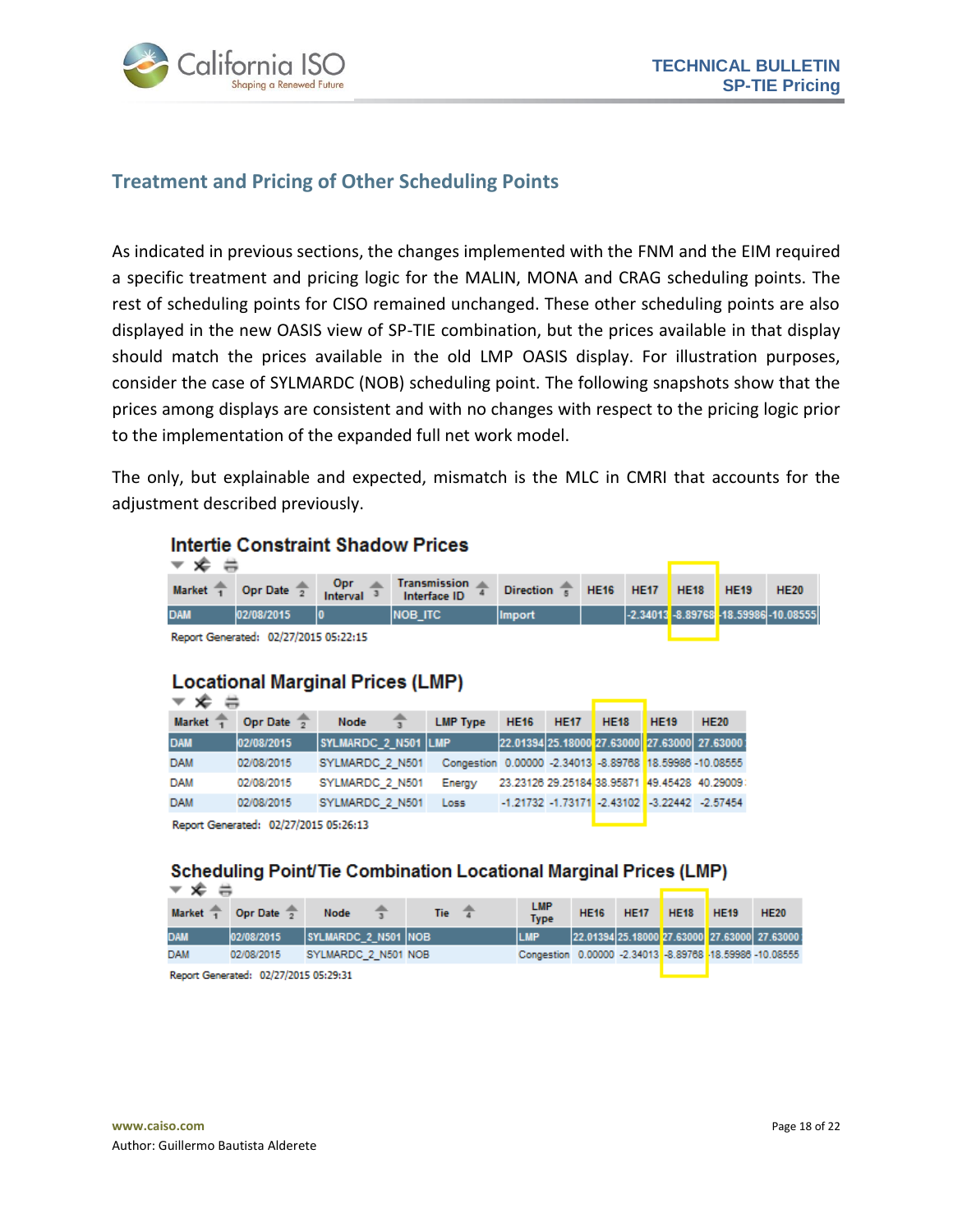## Treatment and Pricing of Other Scheduling Points

As indicated in previous sections, the changes implemented with the FNM and the EIM required a specific treatment and pricing logic for the MALIN, MONA and CRAG scheduling points. The rest of scheduling points for CISO remained unchanged. These other scheduling points are also displayed in the new OASIS view of SP-TIE combination, but the prices available in that display should match the prices available in the old LMP OASIS display. For illustration purposes, consider the case of SYLMARDC (NOB) scheduling point. The following snapshots show that the prices among displays are consistent and with no changes with respect to the pricing logic prior to the implementation of the expanded full net work model.

The only, but explainable and expected, mismatch is the MLC in CMRI that accounts for the adjustment described previously.

### Intertie Constraint Shadow Prices

| Market | Opr Date | Opr Interval | Transmission Interface ID | Direction | HE16 | HE17 | HE18 | HE19 | HE20 |
|---|---|---|---|---|---|---|---|---|---|
| DAM | 02/08/2015 | 0 | NOB_ITC | Import | | -2.34013 | -8.89768 | -18.59986 | -10.08555 |

Report Generated: 02/27/2015 05:22:15

### Locational Marginal Prices (LMP)

| Market | Opr Date | Node | LMP Type | HE16 | HE17 | HE18 | HE19 | HE20 |
|---|---|---|---|---|---|---|---|---|
| DAM | 02/08/2015 | SYLMARDC_2_N501 | LMP | 22.01394 | 25.18000 | 27.63000 | 27.63000 | 27.63000 |
| DAM | 02/08/2015 | SYLMARDC_2_N501 | Congestion | 0.00000 | -2.34013 | -8.89768 | 18.59986 | -10.08555 |
| DAM | 02/08/2015 | SYLMARDC_2_N501 | Energy | 23.23126 | 29.25184 | 38.95871 | 49.45428 | 40.29009 |
| DAM | 02/08/2015 | SYLMARDC_2_N501 | Loss | -1.21732 | -1.73171 | -2.43102 | -3.22442 | -2.57454 |

Report Generated: 02/27/2015 05:26:13

### Scheduling Point/Tie Combination Locational Marginal Prices (LMP)

| Market | Opr Date | Node | Tie | LMP Type | HE16 | HE17 | HE18 | HE19 | HE20 |
|---|---|---|---|---|---|---|---|---|---|
| DAM | 02/08/2015 | SYLMARDC_2_N501 | NOB | LMP | 22.01394 | 25.18000 | 27.63000 | 27.63000 | 27.63000 |
| DAM | 02/08/2015 | SYLMARDC_2_N501 | NOB | Congestion | 0.00000 | -2.34013 | -8.89768 | -18.59986 | -10.08555 |

Report Generated: 02/27/2015 05:29:31

www.caiso.com
Author: Guillermo Bautista Alderete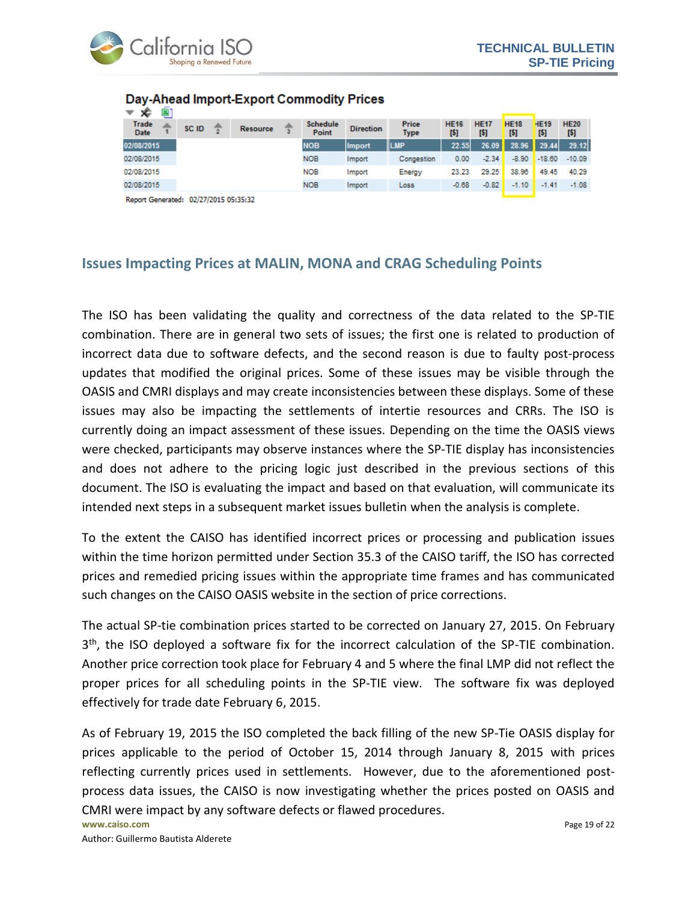**Day-Ahead Import-Export Commodity Prices**

| Trade Date | SC ID | Resource | Schedule Point | Direction | Price Type | HE16 [$] | HE17 [$] | HE18 [$] | HE19 [$] | HE20 [$] |
|---|---|---|---|---|---|---|---|---|---|---|
| 02/08/2015 | | | NOB | Import | LMP | 22.55 | 26.09 | 28.96 | 29.44 | 29.12 |
| 02/08/2015 | | | NOB | Import | Congestion | 0.00 | -2.34 | -8.90 | -18.60 | -10.09 |
| 02/08/2015 | | | NOB | Import | Energy | 23.23 | 29.25 | 38.96 | 49.45 | 40.29 |
| 02/08/2015 | | | NOB | Import | Loss | -0.68 | -0.82 | -1.10 | -1.41 | -1.08 |

Report Generated: 02/27/2015 05:35:32

## Issues Impacting Prices at MALIN, MONA and CRAG Scheduling Points

The ISO has been validating the quality and correctness of the data related to the SP-TIE combination. There are in general two sets of issues; the first one is related to production of incorrect data due to software defects, and the second reason is due to faulty post-process updates that modified the original prices. Some of these issues may be visible through the OASIS and CMRI displays and may create inconsistencies between these displays. Some of these issues may also be impacting the settlements of intertie resources and CRRs. The ISO is currently doing an impact assessment of these issues. Depending on the time the OASIS views were checked, participants may observe instances where the SP-TIE display has inconsistencies and does not adhere to the pricing logic just described in the previous sections of this document. The ISO is evaluating the impact and based on that evaluation, will communicate its intended next steps in a subsequent market issues bulletin when the analysis is complete.

To the extent the CAISO has identified incorrect prices or processing and publication issues within the time horizon permitted under Section 35.3 of the CAISO tariff, the ISO has corrected prices and remedied pricing issues within the appropriate time frames and has communicated such changes on the CAISO OASIS website in the section of price corrections.

The actual SP-tie combination prices started to be corrected on January 27, 2015. On February 3th, the ISO deployed a software fix for the incorrect calculation of the SP-TIE combination. Another price correction took place for February 4 and 5 where the final LMP did not reflect the proper prices for all scheduling points in the SP-TIE view. The software fix was deployed effectively for trade date February 6, 2015.

As of February 19, 2015 the ISO completed the back filling of the new SP-Tie OASIS display for prices applicable to the period of October 15, 2014 through January 8, 2015 with prices reflecting currently prices used in settlements. However, due to the aforementioned post-process data issues, the CAISO is now investigating whether the prices posted on OASIS and CMRI were impact by any software defects or flawed procedures.

Author: Guillermo Bautista Alderete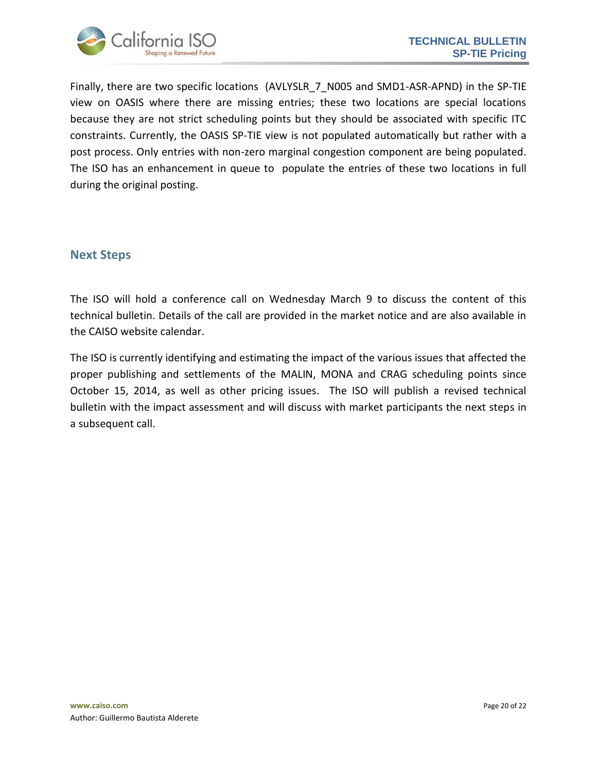Finally, there are two specific locations (AVLYSLR_7_N005 and SMD1-ASR-APND) in the SP-TIE view on OASIS where there are missing entries; these two locations are special locations because they are not strict scheduling points but they should be associated with specific ITC constraints. Currently, the OASIS SP-TIE view is not populated automatically but rather with a post process. Only entries with non-zero marginal congestion component are being populated. The ISO has an enhancement in queue to populate the entries of these two locations in full during the original posting.

## Next Steps

The ISO will hold a conference call on Wednesday March 9 to discuss the content of this technical bulletin. Details of the call are provided in the market notice and are also available in the CAISO website calendar.

The ISO is currently identifying and estimating the impact of the various issues that affected the proper publishing and settlements of the MALIN, MONA and CRAG scheduling points since October 15, 2014, as well as other pricing issues. The ISO will publish a revised technical bulletin with the impact assessment and will discuss with market participants the next steps in a subsequent call.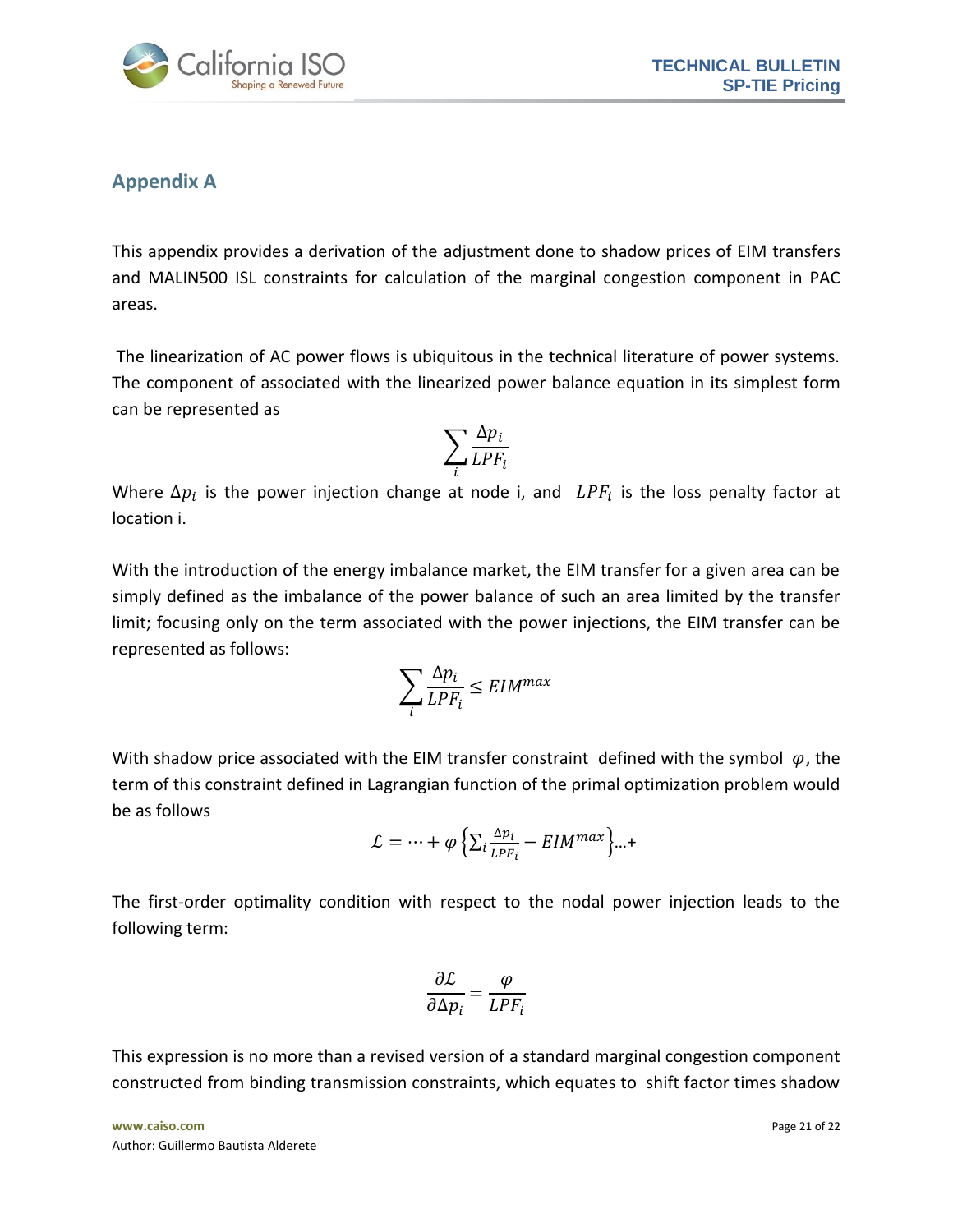## Appendix A

This appendix provides a derivation of the adjustment done to shadow prices of EIM transfers and MALIN500 ISL constraints for calculation of the marginal congestion component in PAC areas.

The linearization of AC power flows is ubiquitous in the technical literature of power systems. The component of associated with the linearized power balance equation in its simplest form can be represented as

$$\sum_i \frac{\Delta p_i}{LPF_i}$$

Where $\Delta p_i$ is the power injection change at node i, and $LPF_i$ is the loss penalty factor at location i.

With the introduction of the energy imbalance market, the EIM transfer for a given area can be simply defined as the imbalance of the power balance of such an area limited by the transfer limit; focusing only on the term associated with the power injections, the EIM transfer can be represented as follows:

$$\sum_i \frac{\Delta p_i}{LPF_i} \leq EIM^{max}$$

With shadow price associated with the EIM transfer constraint defined with the symbol $\varphi$, the term of this constraint defined in Lagrangian function of the primal optimization problem would be as follows

$$\mathcal{L} = \cdots + \varphi \left\{ \sum_i \frac{\Delta p_i}{LPF_i} - EIM^{max} \right\} \ldots +$$

The first-order optimality condition with respect to the nodal power injection leads to the following term:

$$\frac{\partial \mathcal{L}}{\partial \Delta p_i} = \frac{\varphi}{LPF_i}$$

This expression is no more than a revised version of a standard marginal congestion component constructed from binding transmission constraints, which equates to shift factor times shadow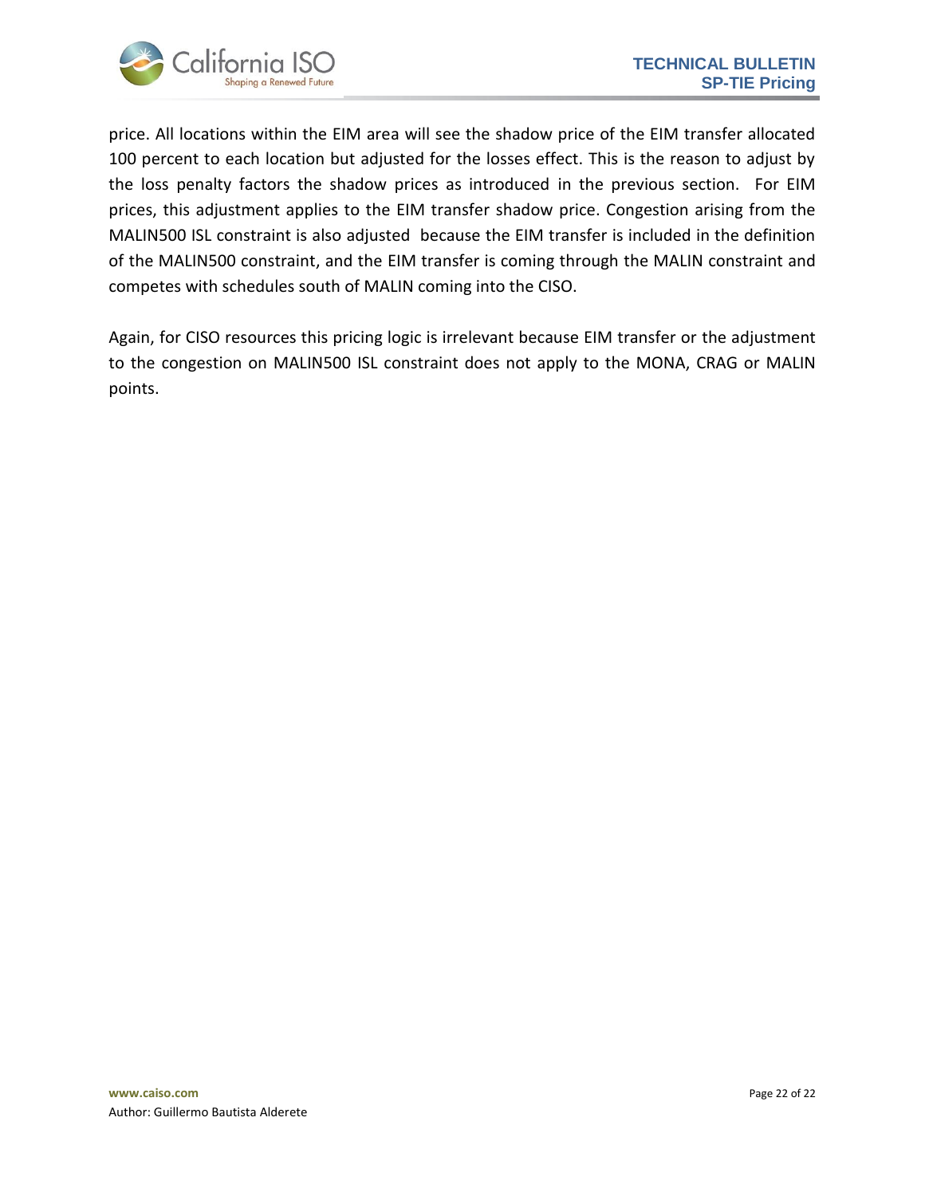price. All locations within the EIM area will see the shadow price of the EIM transfer allocated 100 percent to each location but adjusted for the losses effect. This is the reason to adjust by the loss penalty factors the shadow prices as introduced in the previous section. For EIM prices, this adjustment applies to the EIM transfer shadow price. Congestion arising from the MALIN500 ISL constraint is also adjusted because the EIM transfer is included in the definition of the MALIN500 constraint, and the EIM transfer is coming through the MALIN constraint and competes with schedules south of MALIN coming into the CISO.

Again, for CISO resources this pricing logic is irrelevant because EIM transfer or the adjustment to the congestion on MALIN500 ISL constraint does not apply to the MONA, CRAG or MALIN points.